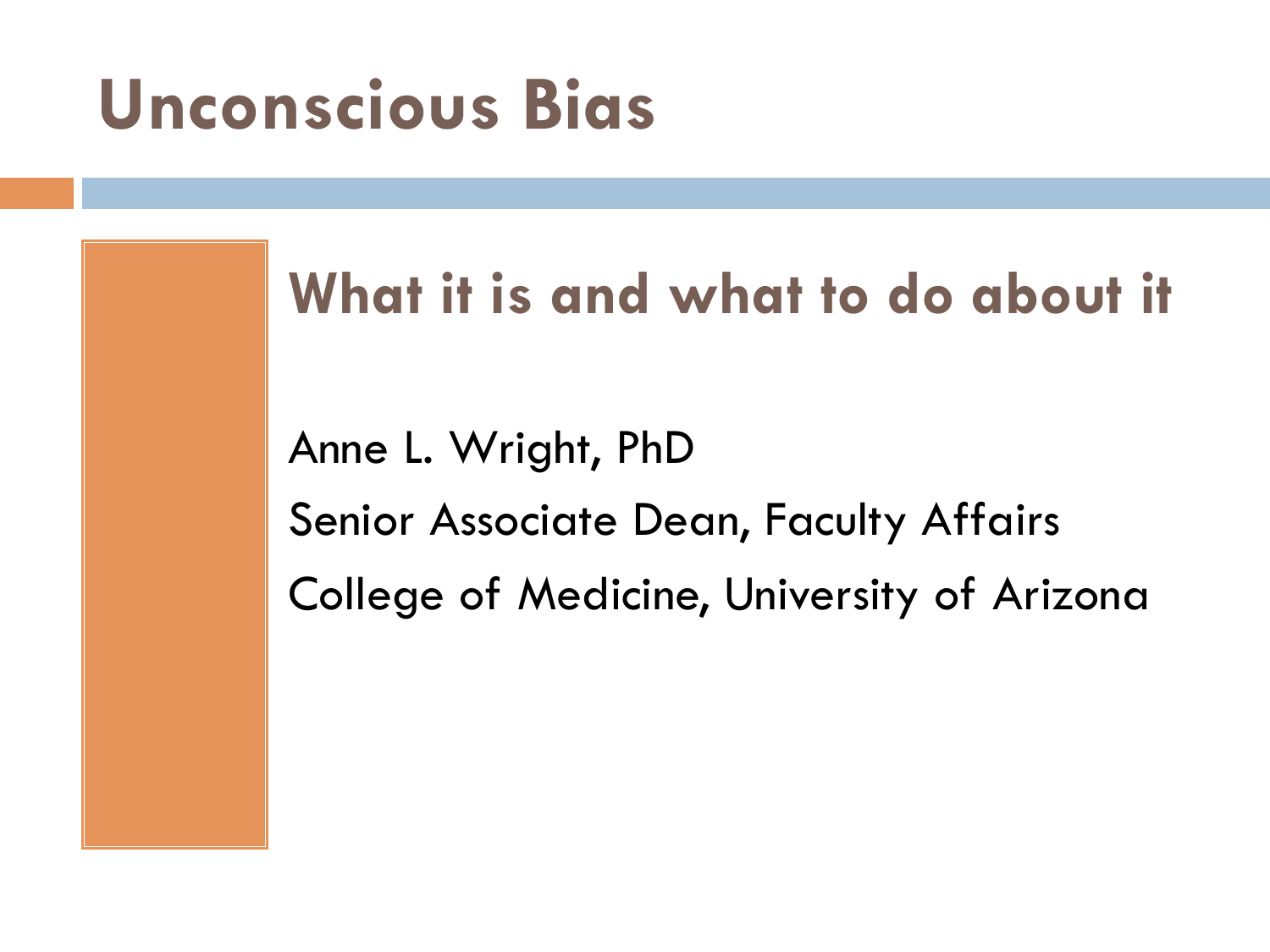# Unconscious Bias

## What it is and what to do about it

Anne L. Wright, PhD

Senior Associate Dean, Faculty Affairs

College of Medicine, University of Arizona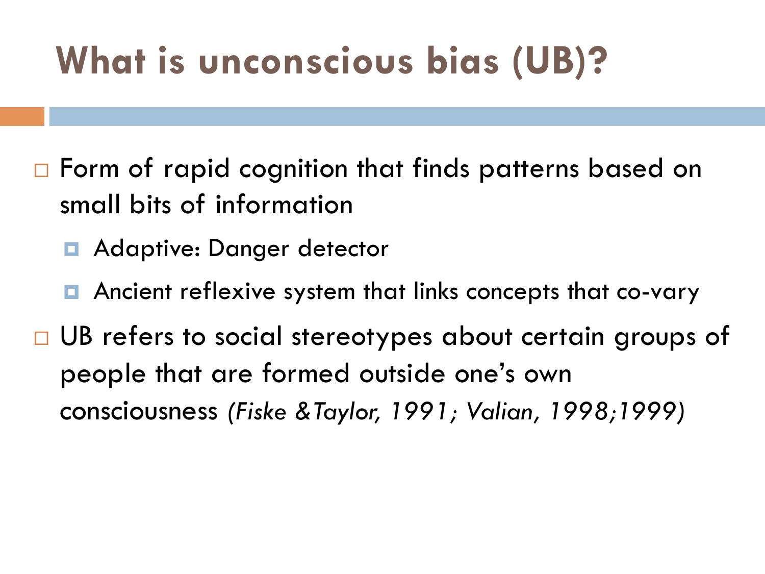# What is unconscious bias (UB)?

- Form of rapid cognition that finds patterns based on small bits of information
  - Adaptive: Danger detector
  - Ancient reflexive system that links concepts that co-vary
- UB refers to social stereotypes about certain groups of people that are formed outside one's own consciousness *(Fiske &Taylor, 1991; Valian, 1998;1999)*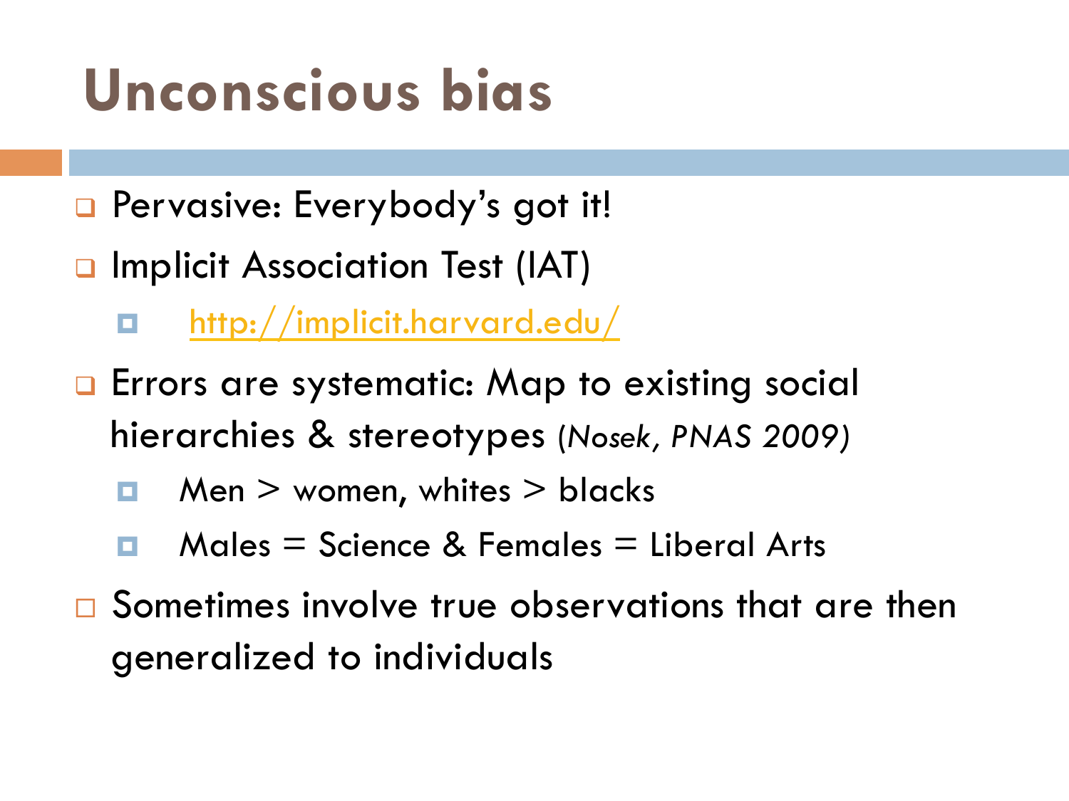# Unconscious bias

- Pervasive: Everybody's got it!
- Implicit Association Test (IAT)
  - [http://implicit.harvard.edu/](http://implicit.harvard.edu/)
- Errors are systematic: Map to existing social hierarchies & stereotypes *(Nosek, PNAS 2009)*
  - Men > women, whites > blacks
  - Males = Science & Females = Liberal Arts
- Sometimes involve true observations that are then generalized to individuals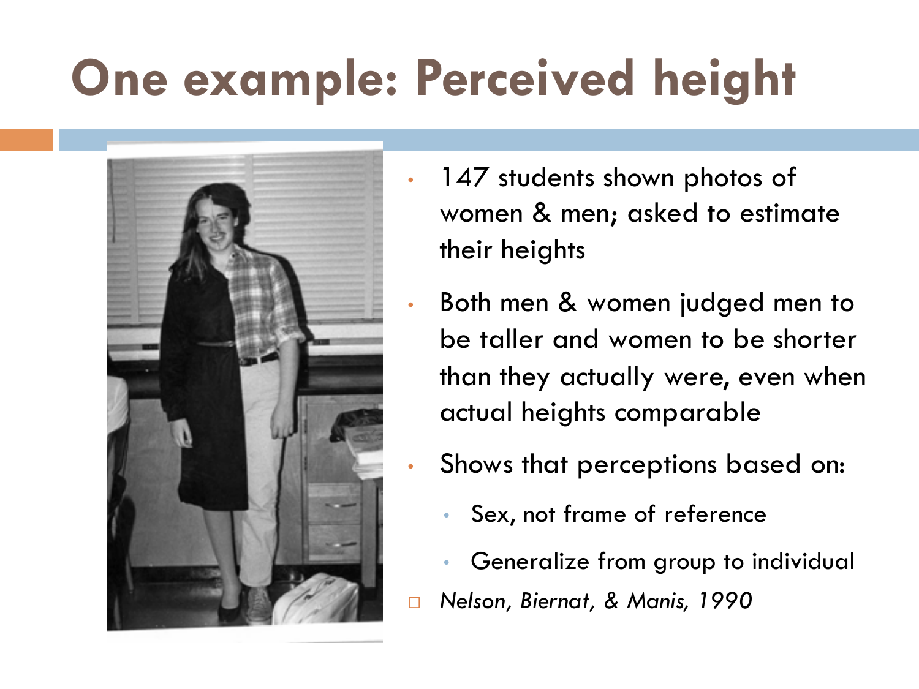# One example: Perceived height

- 147 students shown photos of women & men; asked to estimate their heights
- Both men & women judged men to be taller and women to be shorter than they actually were, even when actual heights comparable
- Shows that perceptions based on:
  - Sex, not frame of reference
  - Generalize from group to individual
- *Nelson, Biernat, & Manis, 1990*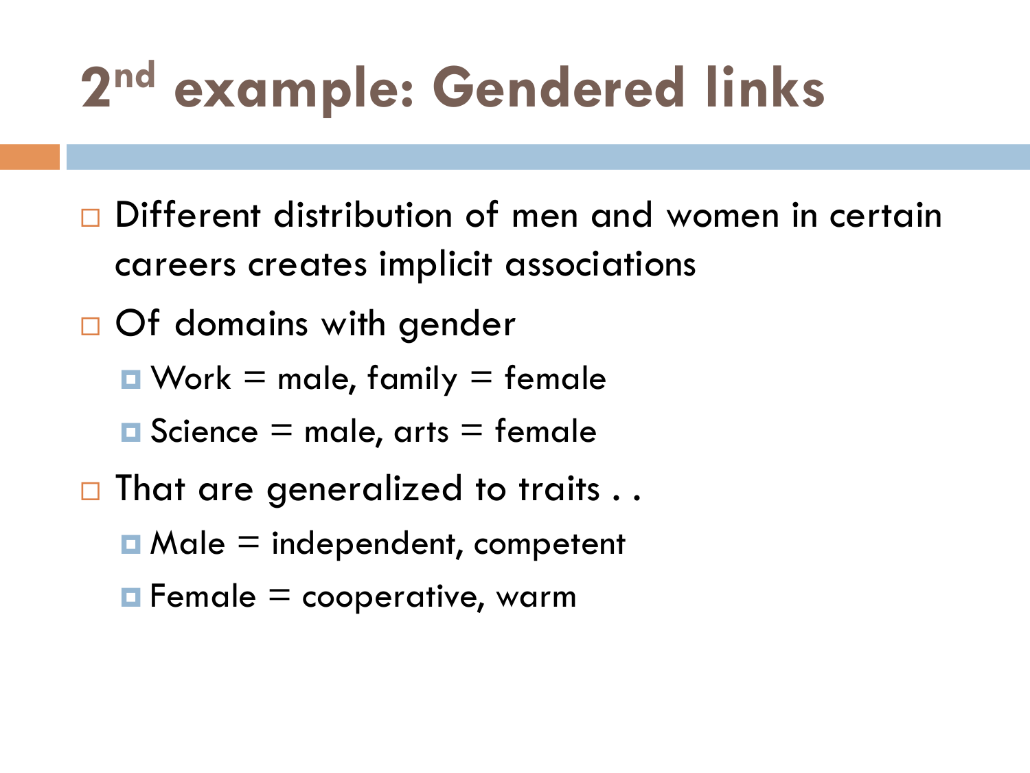# 2nd example: Gendered links

- Different distribution of men and women in certain careers creates implicit associations
- Of domains with gender
  - Work = male, family = female
  - Science = male, arts = female
- That are generalized to traits . .
  - Male = independent, competent
  - Female = cooperative, warm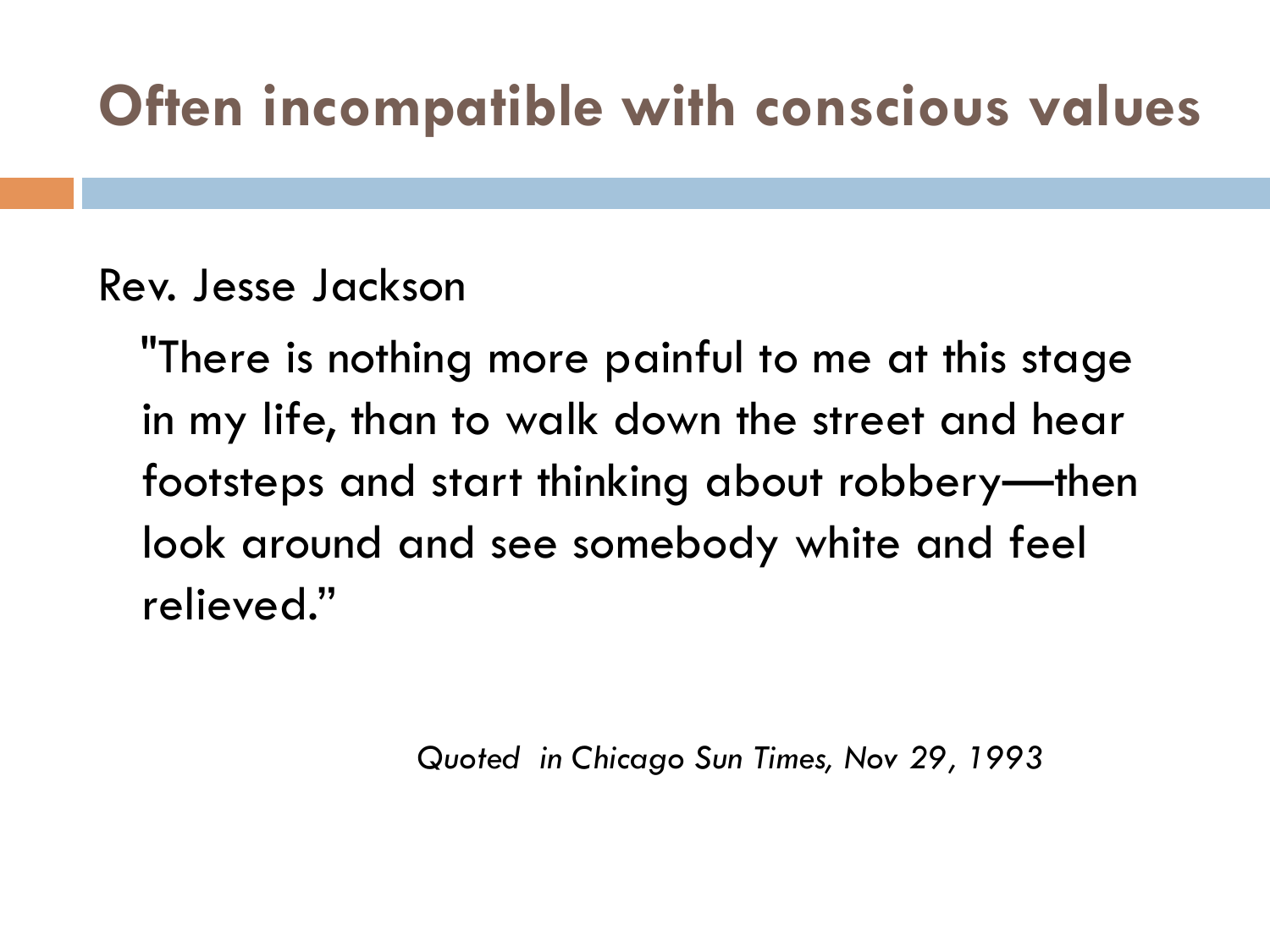# Often incompatible with conscious values

Rev. Jesse Jackson

> "There is nothing more painful to me at this stage in my life, than to walk down the street and hear footsteps and start thinking about robbery—then look around and see somebody white and feel relieved."

*Quoted in Chicago Sun Times, Nov 29, 1993*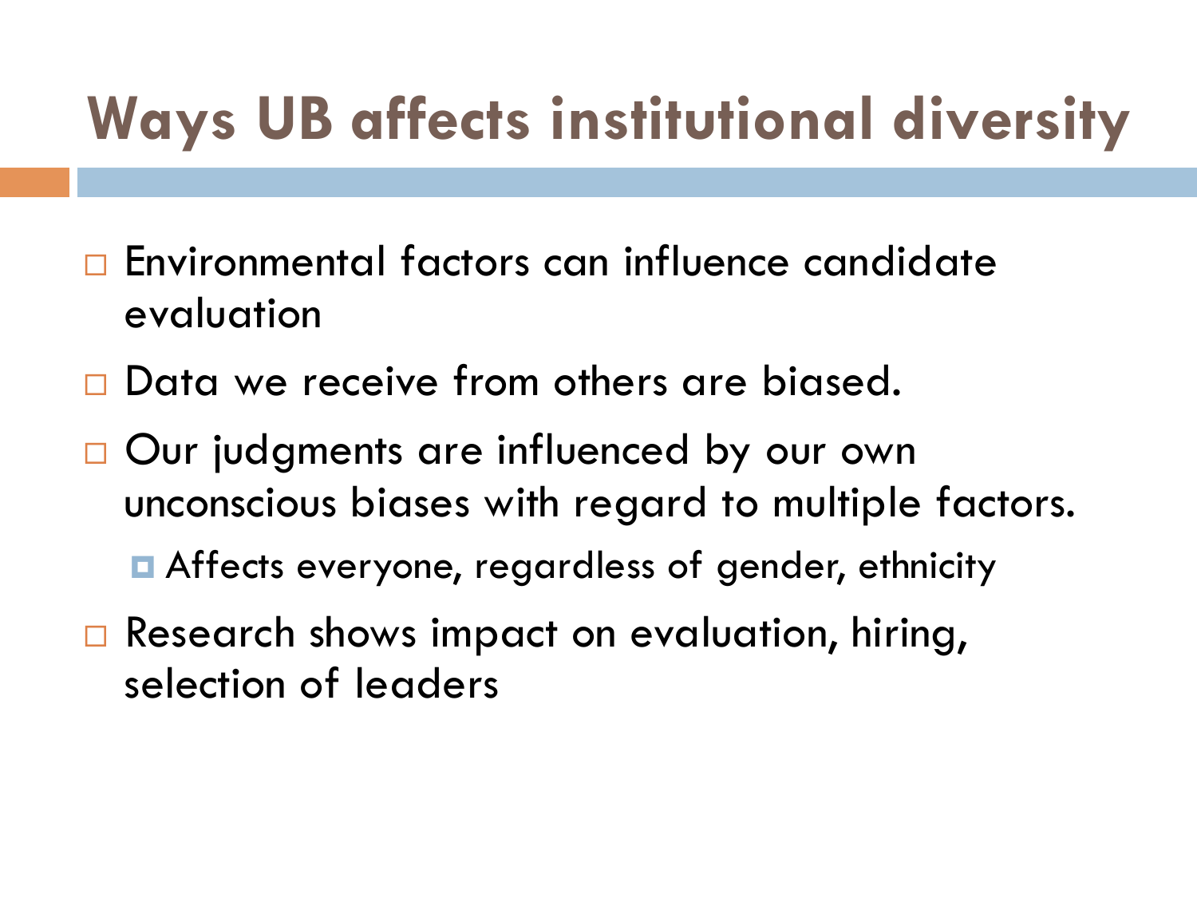# Ways UB affects institutional diversity

- Environmental factors can influence candidate evaluation
- Data we receive from others are biased.
- Our judgments are influenced by our own unconscious biases with regard to multiple factors.
  - Affects everyone, regardless of gender, ethnicity
- Research shows impact on evaluation, hiring, selection of leaders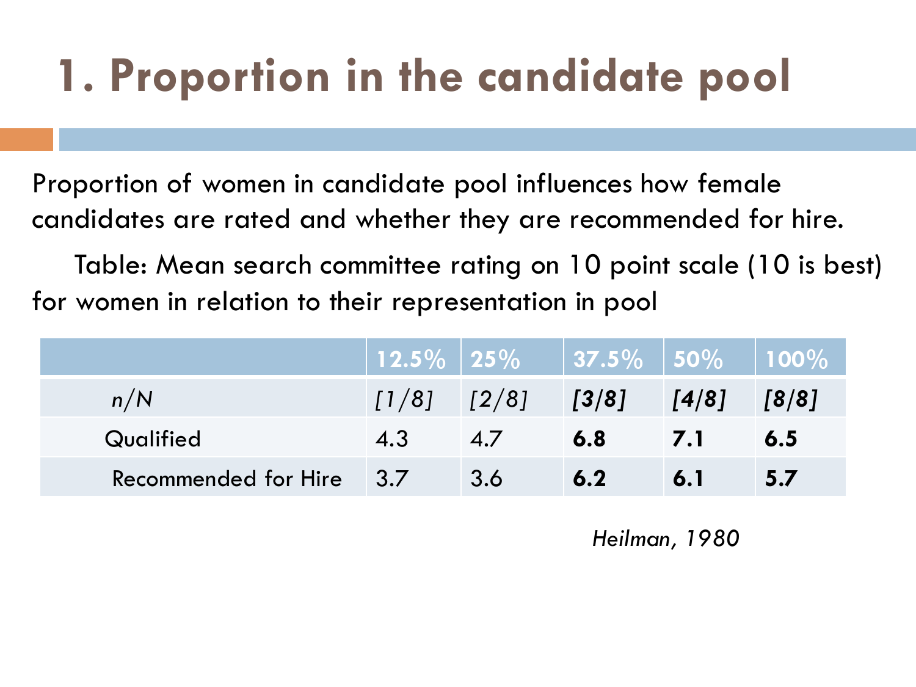# 1. Proportion in the candidate pool

Proportion of women in candidate pool influences how female candidates are rated and whether they are recommended for hire.

Table: Mean search committee rating on 10 point scale (10 is best) for women in relation to their representation in pool

| | 12.5% | 25% | 37.5% | 50% | 100% |
|---|---|---|---|---|---|
| *n/N* | *[1/8]* | *[2/8]* | ***[3/8]*** | ***[4/8]*** | ***[8/8]*** |
| Qualified | 4.3 | 4.7 | **6.8** | **7.1** | **6.5** |
| Recommended for Hire | 3.7 | 3.6 | **6.2** | **6.1** | **5.7** |

*Heilman, 1980*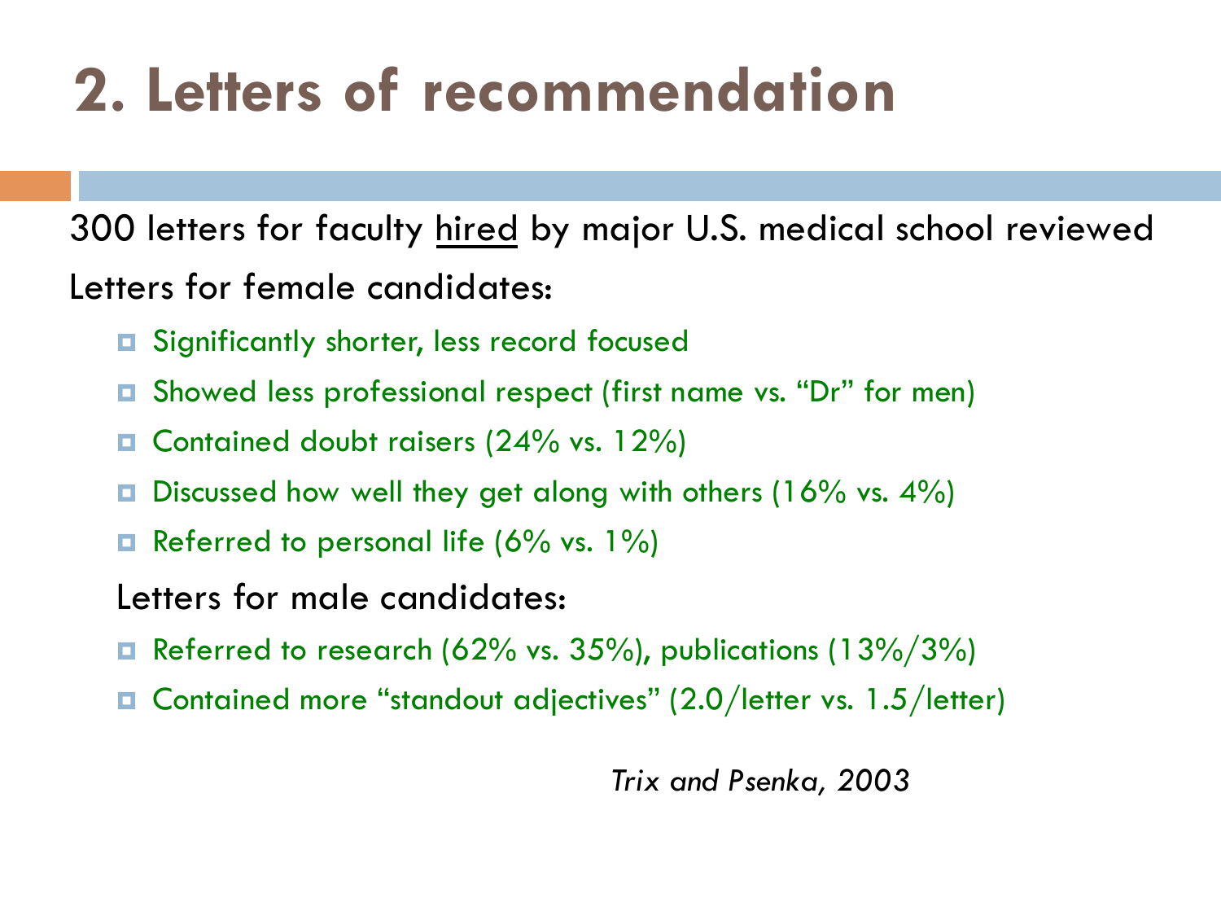# 2. Letters of recommendation

300 letters for faculty <u>hired</u> by major U.S. medical school reviewed

Letters for female candidates:

- Significantly shorter, less record focused
- Showed less professional respect (first name vs. "Dr" for men)
- Contained doubt raisers (24% vs. 12%)
- Discussed how well they get along with others (16% vs. 4%)
- Referred to personal life (6% vs. 1%)

Letters for male candidates:

- Referred to research (62% vs. 35%), publications (13%/3%)
- Contained more "standout adjectives" (2.0/letter vs. 1.5/letter)

*Trix and Psenka, 2003*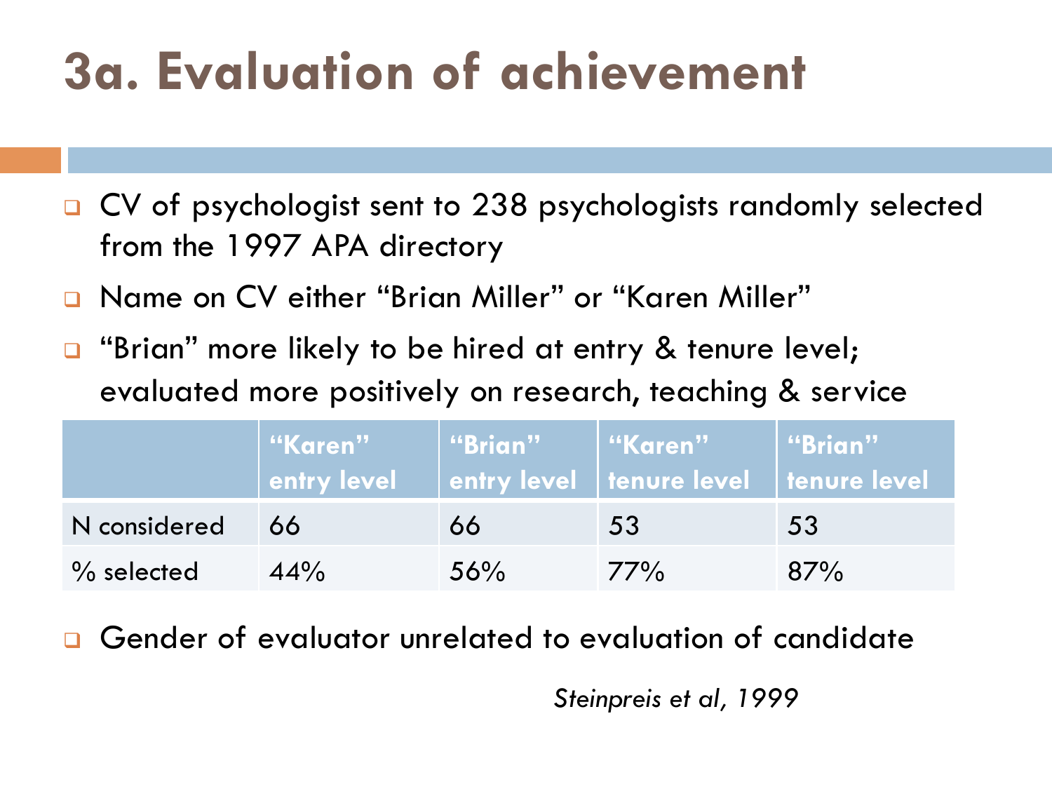# 3a. Evaluation of achievement

- CV of psychologist sent to 238 psychologists randomly selected from the 1997 APA directory
- Name on CV either "Brian Miller" or "Karen Miller"
- "Brian" more likely to be hired at entry & tenure level; evaluated more positively on research, teaching & service

| | "Karen" entry level | "Brian" entry level | "Karen" tenure level | "Brian" tenure level |
|---|---|---|---|---|
| N considered | 66 | 66 | 53 | 53 |
| % selected | 44% | 56% | 77% | 87% |

- Gender of evaluator unrelated to evaluation of candidate

*Steinpreis et al, 1999*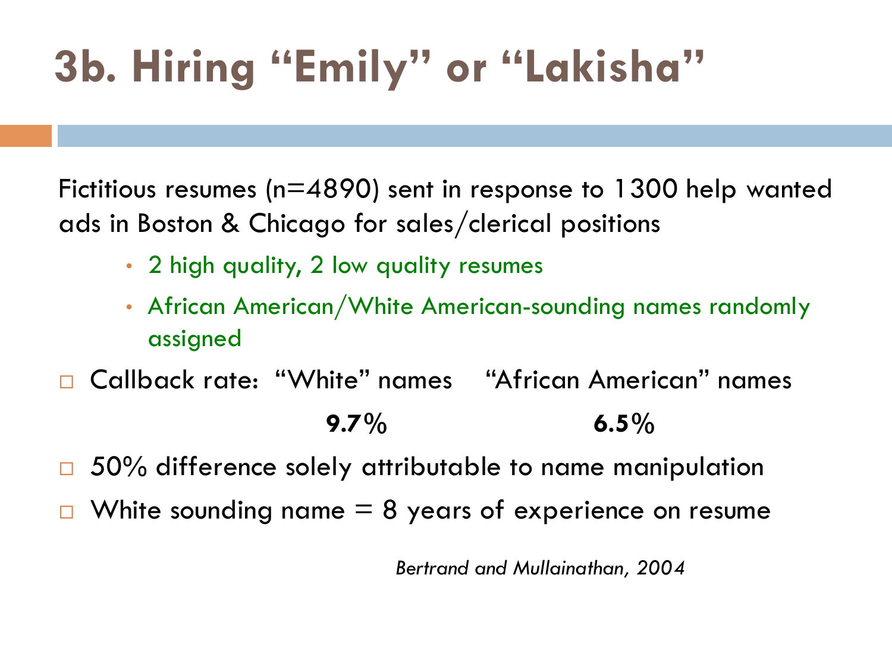# 3b. Hiring “Emily” or “Lakisha”

Fictitious resumes (n=4890) sent in response to 1300 help wanted ads in Boston & Chicago for sales/clerical positions

- 2 high quality, 2 low quality resumes
- African American/White American-sounding names randomly assigned

- Callback rate: “White” names “African American” names

| “White” names | “African American” names |
| --- | --- |
| **9.7**% | **6.5**% |

- 50% difference solely attributable to name manipulation
- White sounding name = 8 years of experience on resume

*Bertrand and Mullainathan, 2004*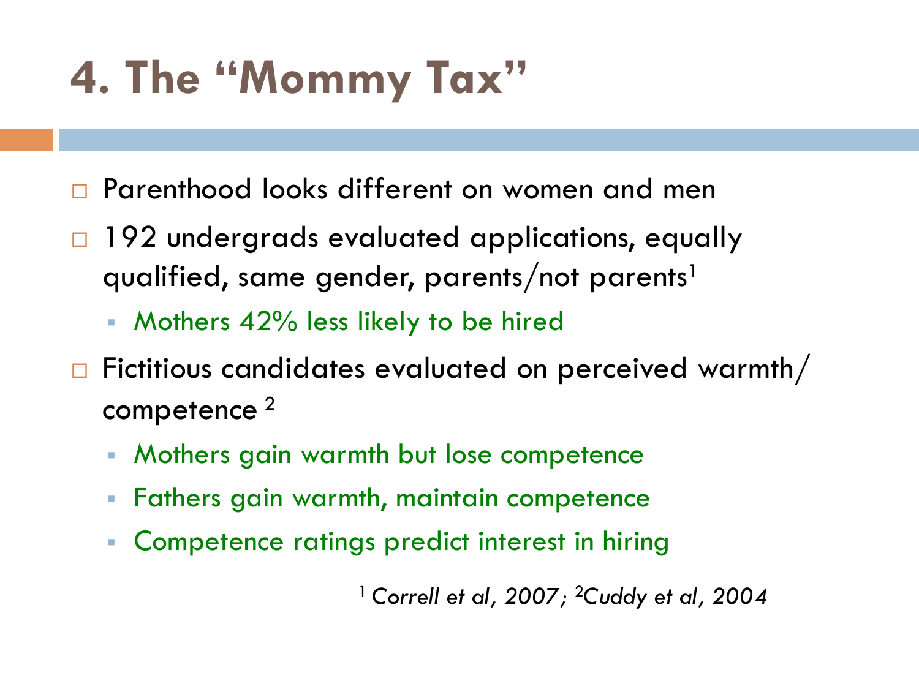# 4. The "Mommy Tax"

- Parenthood looks different on women and men
- 192 undergrads evaluated applications, equally qualified, same gender, parents/not parents[1]
  - Mothers 42% less likely to be hired
- Fictitious candidates evaluated on perceived warmth/ competence [2]
  - Mothers gain warmth but lose competence
  - Fathers gain warmth, maintain competence
  - Competence ratings predict interest in hiring

[1] *Correll et al, 2007;* [2]*Cuddy et al, 2004*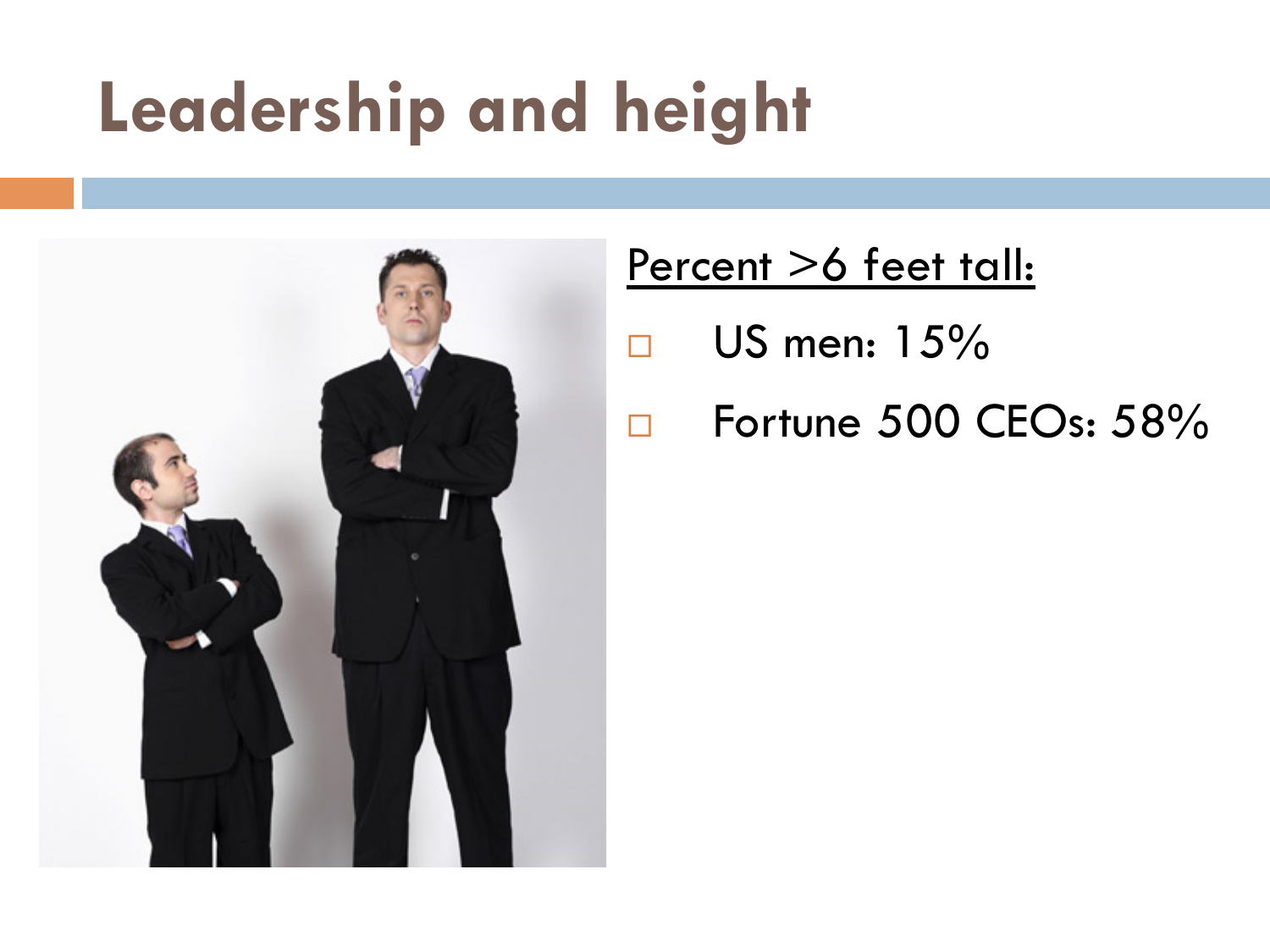# Leadership and height

<u>Percent >6 feet tall:</u>

- US men: 15%
- Fortune 500 CEOs: 58%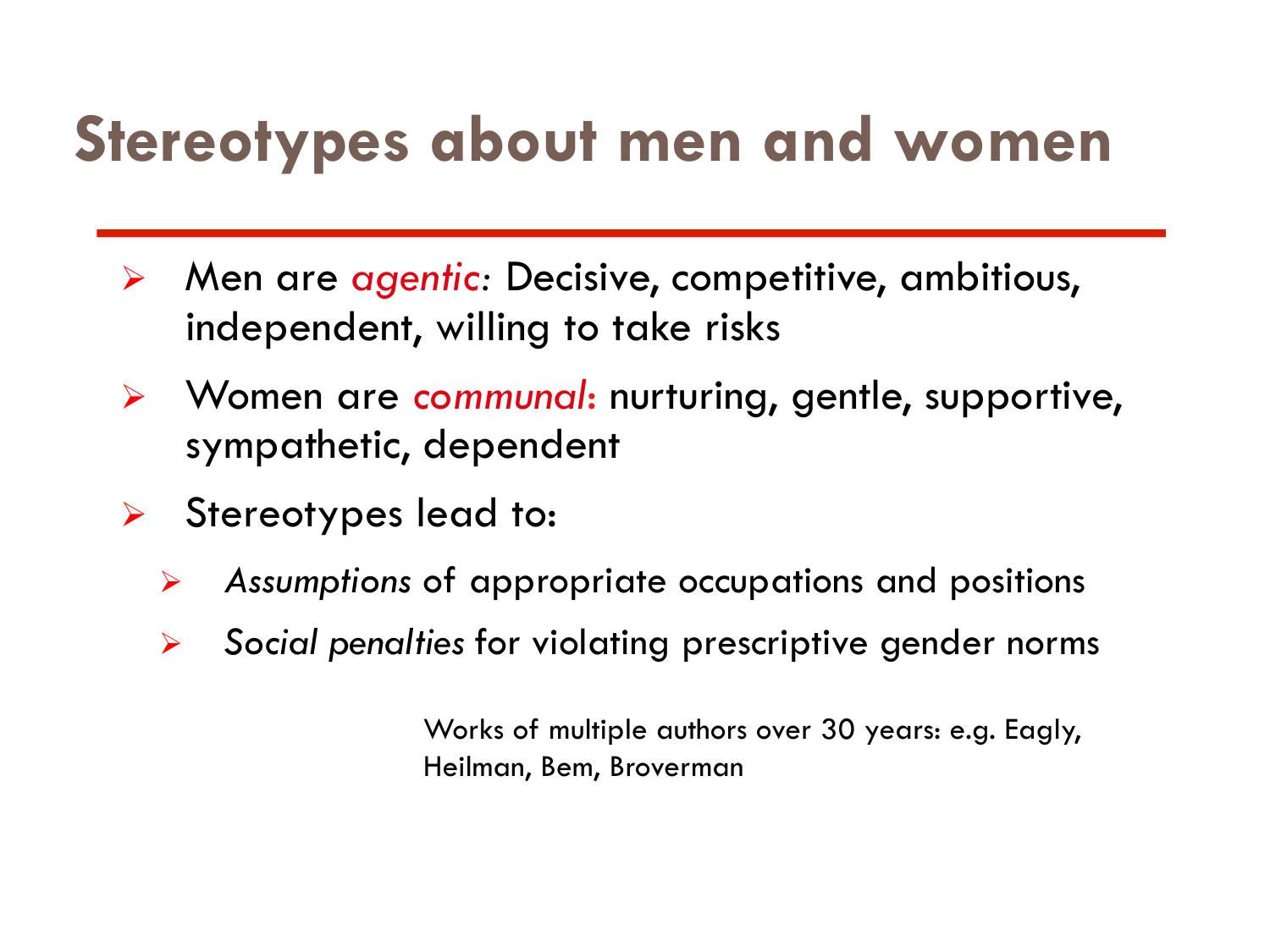# Stereotypes about men and women

- Men are *agentic:* Decisive, competitive, ambitious, independent, willing to take risks
- Women are *communal*: nurturing, gentle, supportive, sympathetic, dependent
- Stereotypes lead to:
  - *Assumptions* of appropriate occupations and positions
  - *Social penalties* for violating prescriptive gender norms

Works of multiple authors over 30 years: e.g. Eagly, Heilman, Bem, Broverman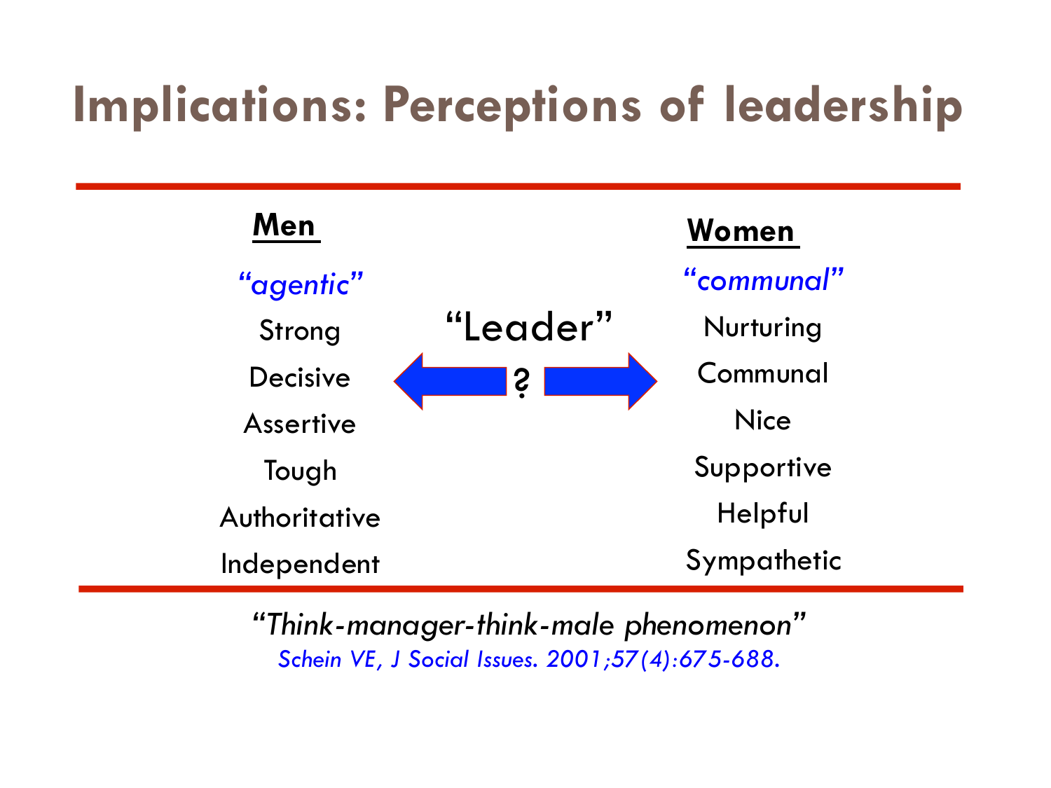# Implications: Perceptions of leadership

| Men | | Women |
|---|---|---|
| *"agentic"* | | *"communal"* |
| Strong | "Leader" | Nurturing |
| Decisive | ? | Communal |
| Assertive | | Nice |
| Tough | | Supportive |
| Authoritative | | Helpful |
| Independent | | Sympathetic |

*"Think-manager-think-male phenomenon"*

*Schein VE, J Social Issues. 2001;57(4):675-688.*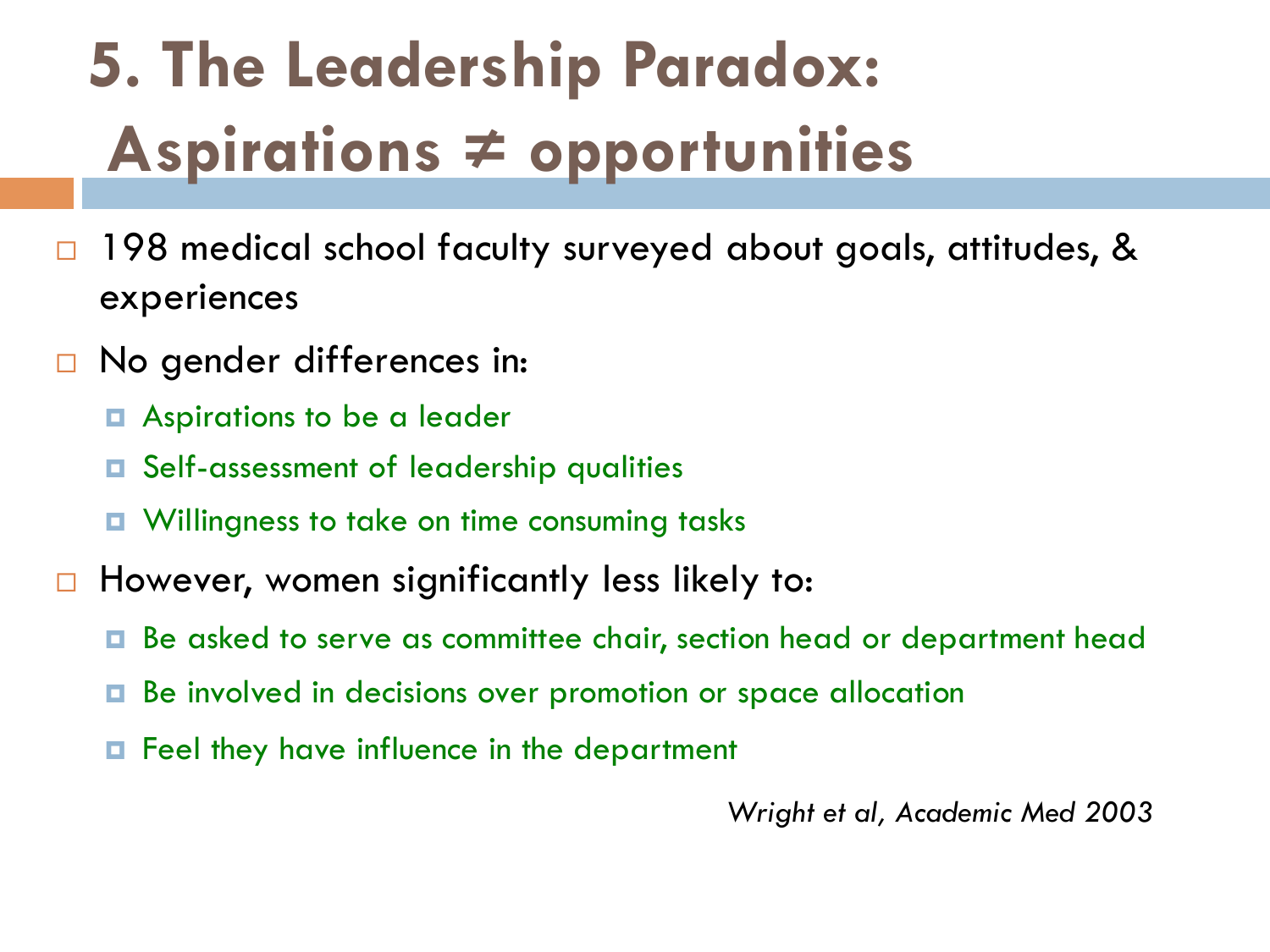# 5. The Leadership Paradox: Aspirations ≠ opportunities

- 198 medical school faculty surveyed about goals, attitudes, & experiences
- No gender differences in:
  - Aspirations to be a leader
  - Self-assessment of leadership qualities
  - Willingness to take on time consuming tasks
- However, women significantly less likely to:
  - Be asked to serve as committee chair, section head or department head
  - Be involved in decisions over promotion or space allocation
  - Feel they have influence in the department

*Wright et al, Academic Med 2003*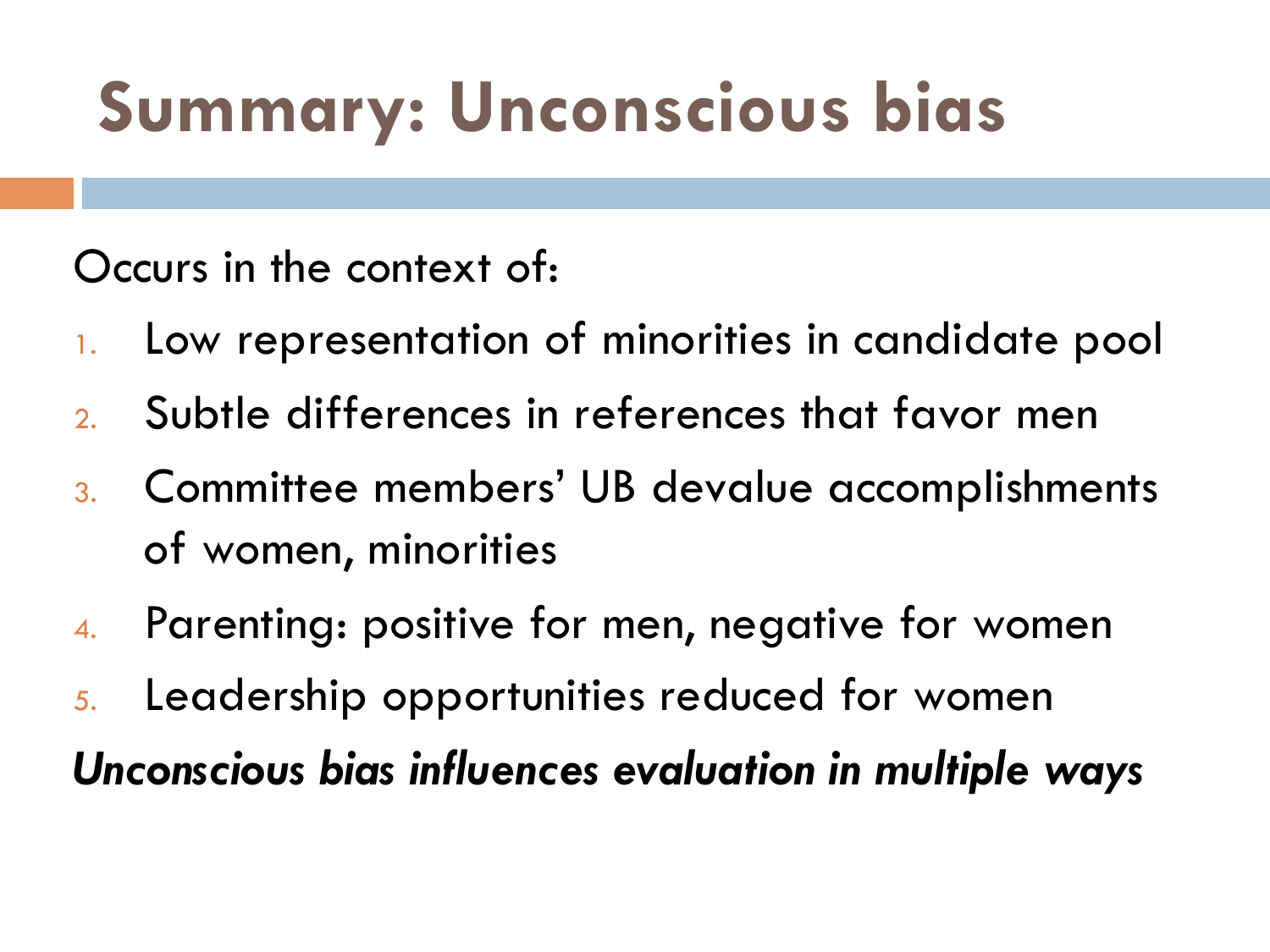# Summary: Unconscious bias

Occurs in the context of:

1. Low representation of minorities in candidate pool
2. Subtle differences in references that favor men
3. Committee members' UB devalue accomplishments of women, minorities
4. Parenting: positive for men, negative for women
5. Leadership opportunities reduced for women

***Unconscious bias influences evaluation in multiple ways***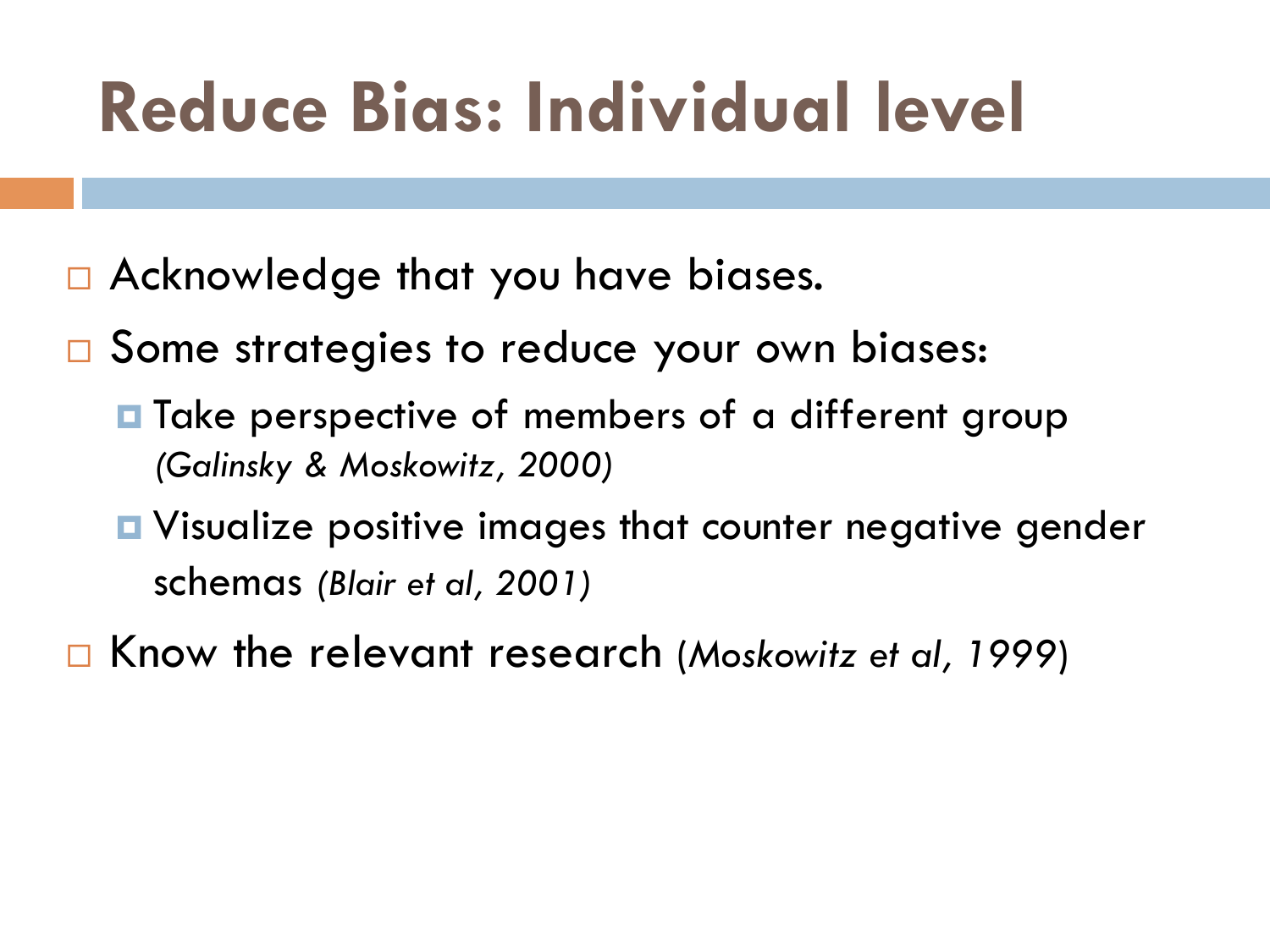# Reduce Bias: Individual level

- Acknowledge that you have biases.
- Some strategies to reduce your own biases:
  - Take perspective of members of a different group *(Galinsky & Moskowitz, 2000)*
  - Visualize positive images that counter negative gender schemas *(Blair et al, 2001)*
- Know the relevant research (*Moskowitz et al, 1999*)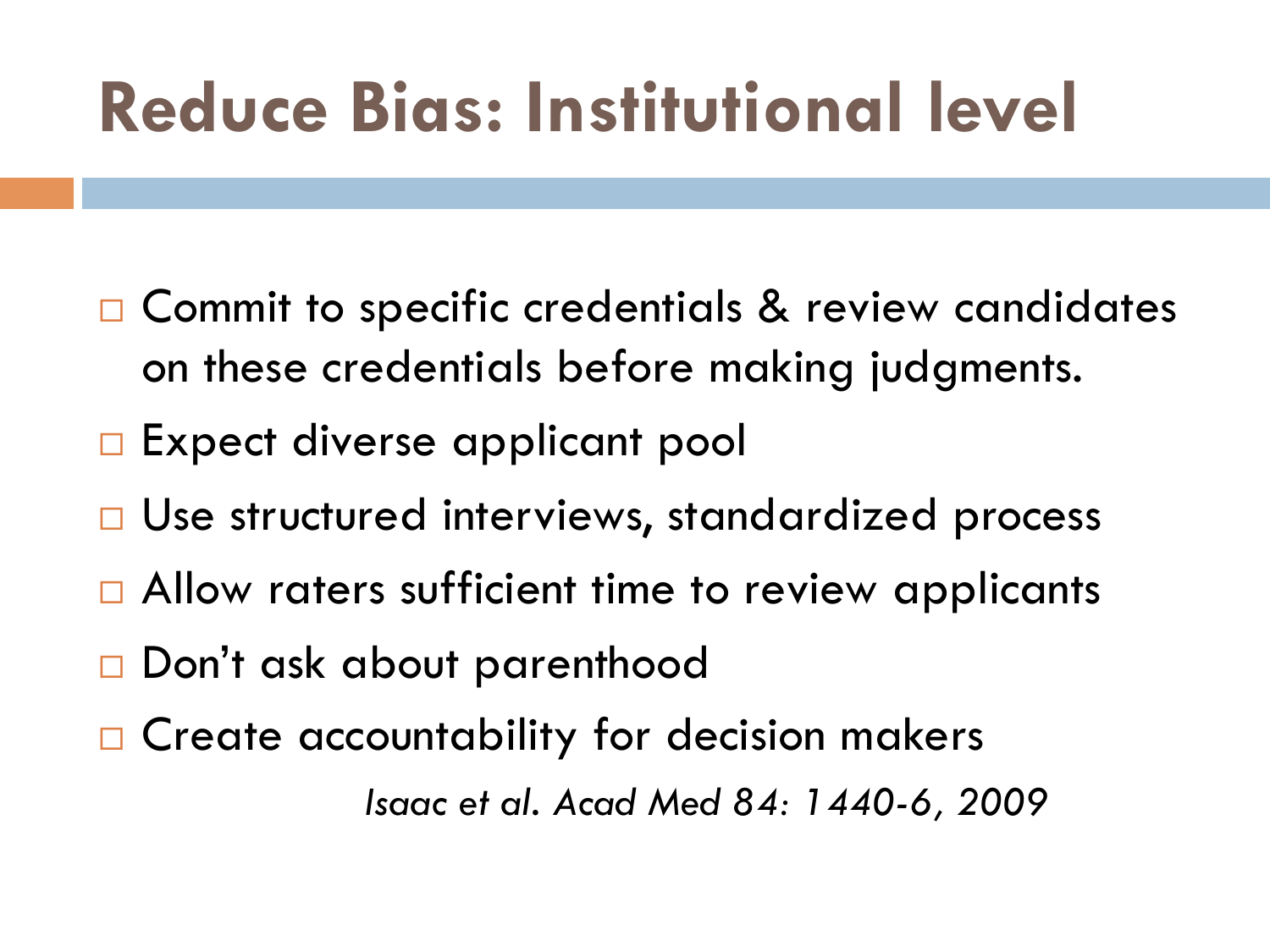# Reduce Bias: Institutional level

- Commit to specific credentials & review candidates on these credentials before making judgments.
- Expect diverse applicant pool
- Use structured interviews, standardized process
- Allow raters sufficient time to review applicants
- Don't ask about parenthood
- Create accountability for decision makers

*Isaac et al. Acad Med 84: 1440-6, 2009*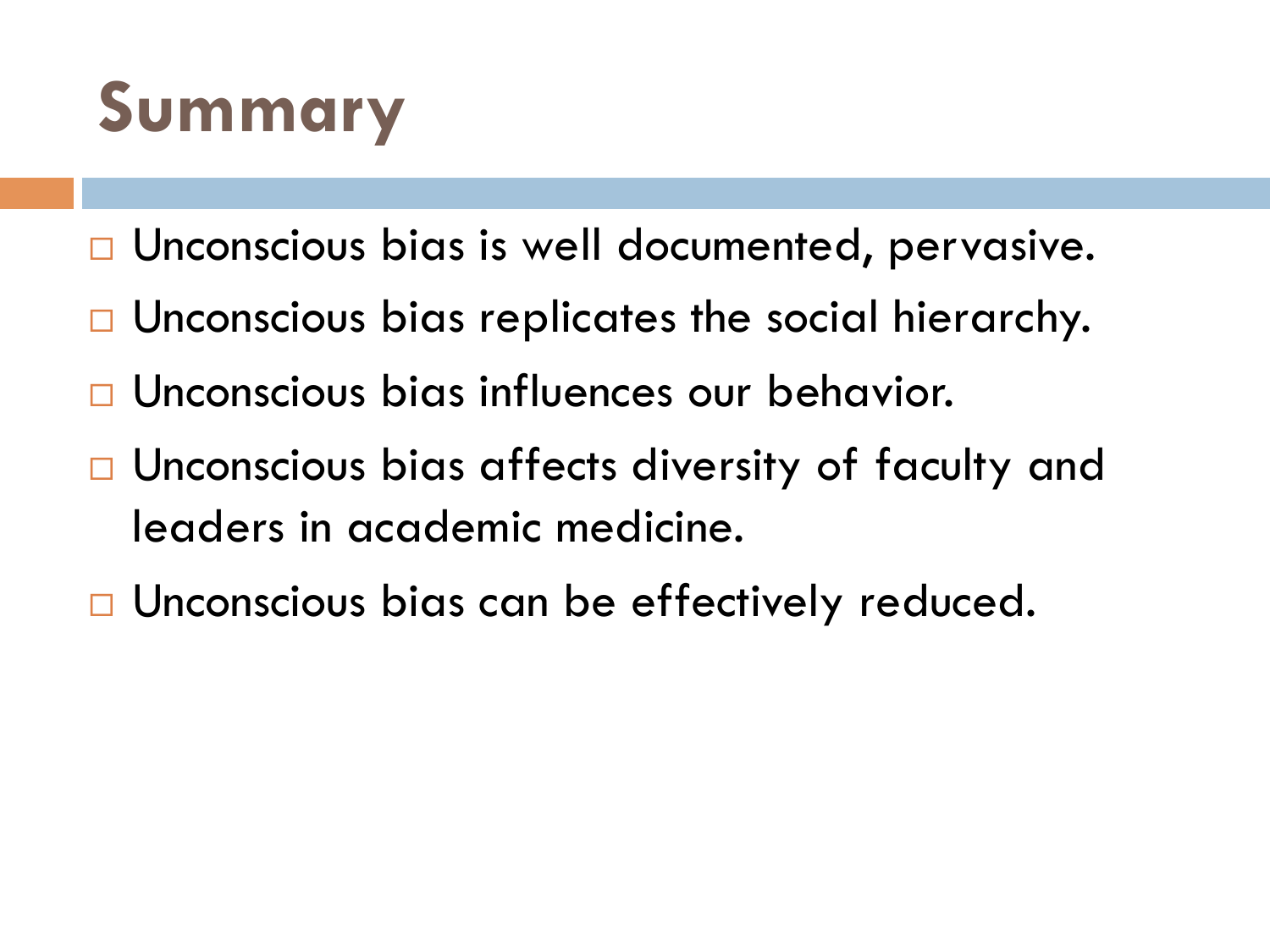# Summary

- Unconscious bias is well documented, pervasive.
- Unconscious bias replicates the social hierarchy.
- Unconscious bias influences our behavior.
- Unconscious bias affects diversity of faculty and leaders in academic medicine.
- Unconscious bias can be effectively reduced.